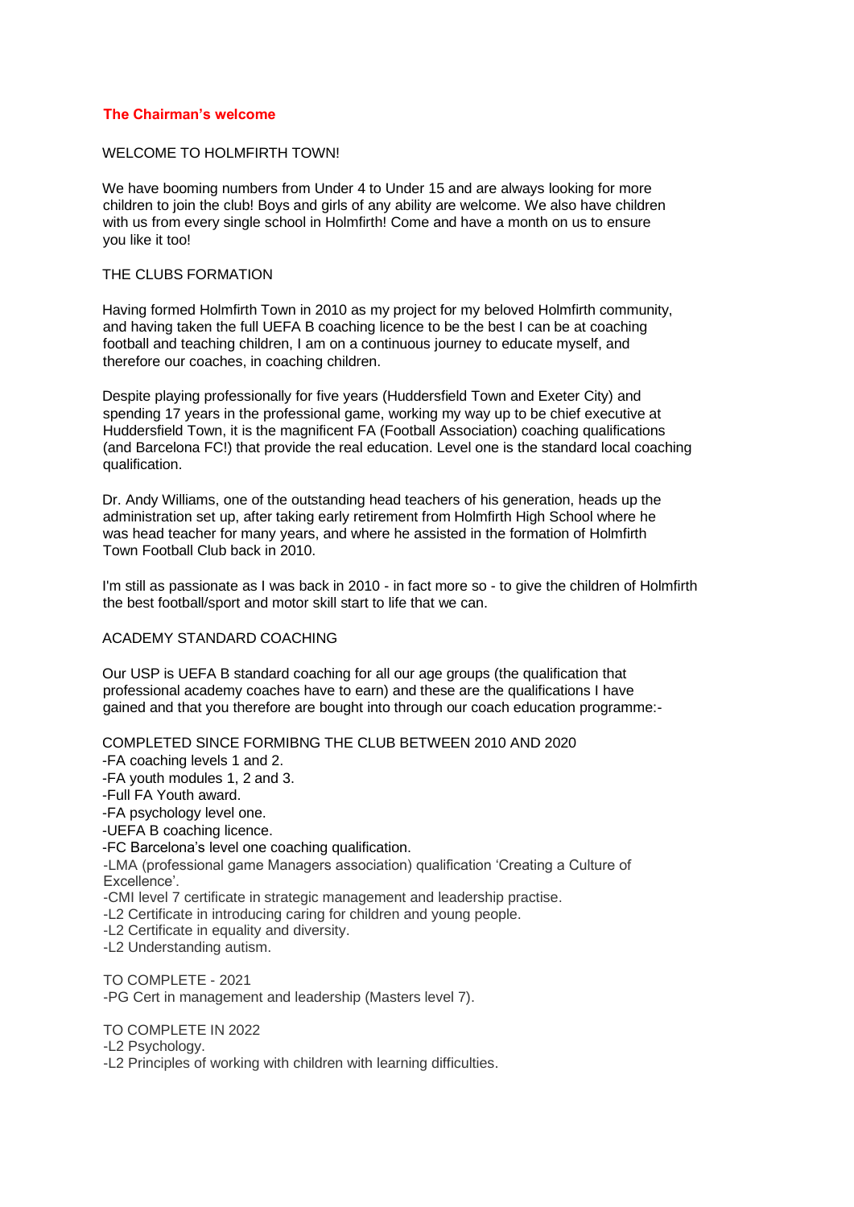## The Chairman's welcome

WELCOME TO HOLMFIRTH TOWN!

We have booming numbers from Under 4 to Under 15 and are always looking for more children to join the club! Boys and girls of any ability are welcome. We also have children with us from every single school in Holmfirth! Come and have a month on us to ensure you like it too!

THE CLUBS FORMATION

Having formed Holmfirth Town in 2010 as my project for my beloved Holmfirth community, and having taken the full UEFA B coaching licence to be the best I can be at coaching football and teaching children, I am on a continuous journey to educate myself, and therefore our coaches, in coaching children.

Despite playing professionally for five years (Huddersfield Town and Exeter City) and spending 17 years in the professional game, working my way up to be chief executive at Huddersfield Town, it is the magnificent FA (Football Association) coaching qualifications (and Barcelona FC!) that provide the real education. Level one is the standard local coaching qualification.

Dr. Andy Williams, one of the outstanding head teachers of his generation, heads up the administration set up, after taking early retirement from Holmfirth High School where he was head teacher for many years, and where he assisted in the formation of Holmfirth Town Football Club back in 2010.

I'm still as passionate as I was back in 2010 - in fact more so - to give the children of Holmfirth the best football/sport and motor skill start to life that we can.

ACADEMY STANDARD COACHING

Our USP is UEFA B standard coaching for all our age groups (the qualification that professional academy coaches have to earn) and these are the qualifications I have gained and that you therefore are bought into through our coach education programme:-

COMPLETED SINCE FORMIBNG THE CLUB BETWEEN 2010 AND 2020
- FA coaching levels 1 and 2.
- FA youth modules 1, 2 and 3.
- Full FA Youth award.
- FA psychology level one.
- UEFA B coaching licence.
- FC Barcelona's level one coaching qualification.
- LMA (professional game Managers association) qualification 'Creating a Culture of Excellence'.
- CMI level 7 certificate in strategic management and leadership practise.
- L2 Certificate in introducing caring for children and young people.
- L2 Certificate in equality and diversity.
- L2 Understanding autism.

TO COMPLETE - 2021
- PG Cert in management and leadership (Masters level 7).

TO COMPLETE IN 2022
- L2 Psychology.
- L2 Principles of working with children with learning difficulties.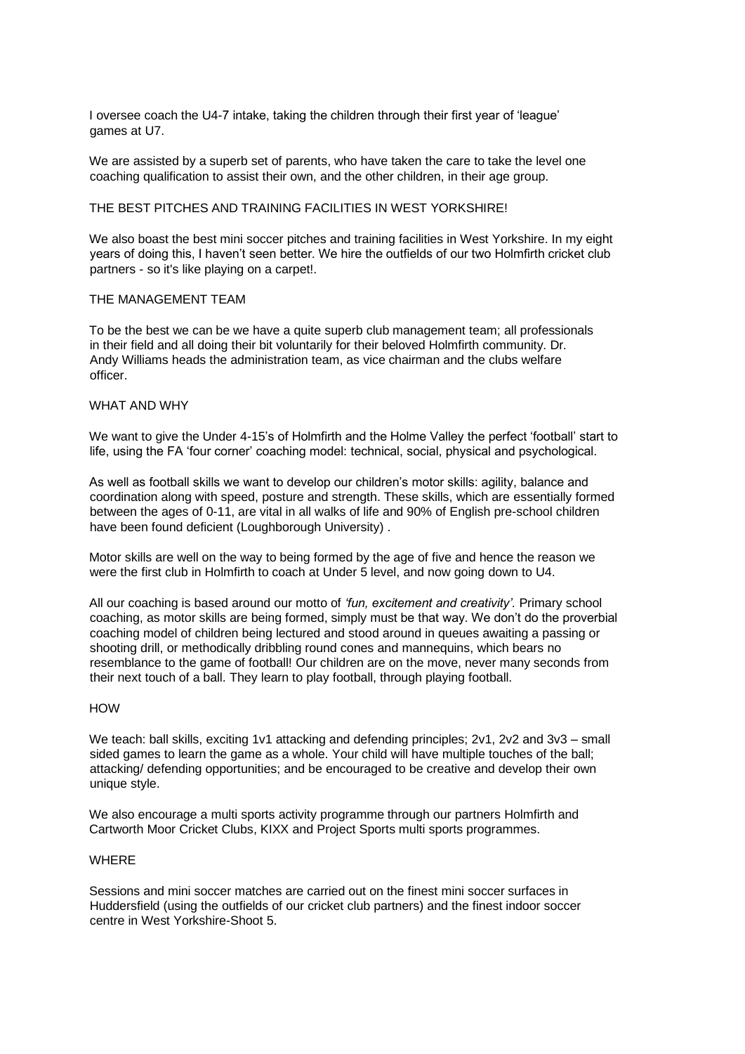I oversee coach the U4-7 intake, taking the children through their first year of 'league' games at U7.

We are assisted by a superb set of parents, who have taken the care to take the level one coaching qualification to assist their own, and the other children, in their age group.

## THE BEST PITCHES AND TRAINING FACILITIES IN WEST YORKSHIRE!

We also boast the best mini soccer pitches and training facilities in West Yorkshire. In my eight years of doing this, I haven't seen better. We hire the outfields of our two Holmfirth cricket club partners - so it's like playing on a carpet!.

## THE MANAGEMENT TEAM

To be the best we can be we have a quite superb club management team; all professionals in their field and all doing their bit voluntarily for their beloved Holmfirth community. Dr. Andy Williams heads the administration team, as vice chairman and the clubs welfare officer.

## WHAT AND WHY

We want to give the Under 4-15's of Holmfirth and the Holme Valley the perfect 'football' start to life, using the FA 'four corner' coaching model: technical, social, physical and psychological.

As well as football skills we want to develop our children's motor skills: agility, balance and coordination along with speed, posture and strength. These skills, which are essentially formed between the ages of 0-11, are vital in all walks of life and 90% of English pre-school children have been found deficient (Loughborough University) .

Motor skills are well on the way to being formed by the age of five and hence the reason we were the first club in Holmfirth to coach at Under 5 level, and now going down to U4.

All our coaching is based around our motto of *'fun, excitement and creativity'.* Primary school coaching, as motor skills are being formed, simply must be that way. We don't do the proverbial coaching model of children being lectured and stood around in queues awaiting a passing or shooting drill, or methodically dribbling round cones and mannequins, which bears no resemblance to the game of football! Our children are on the move, never many seconds from their next touch of a ball. They learn to play football, through playing football.

## HOW

We teach: ball skills, exciting 1v1 attacking and defending principles; 2v1, 2v2 and 3v3 – small sided games to learn the game as a whole. Your child will have multiple touches of the ball; attacking/ defending opportunities; and be encouraged to be creative and develop their own unique style.

We also encourage a multi sports activity programme through our partners Holmfirth and Cartworth Moor Cricket Clubs, KIXX and Project Sports multi sports programmes.

## WHERE

Sessions and mini soccer matches are carried out on the finest mini soccer surfaces in Huddersfield (using the outfields of our cricket club partners) and the finest indoor soccer centre in West Yorkshire-Shoot 5.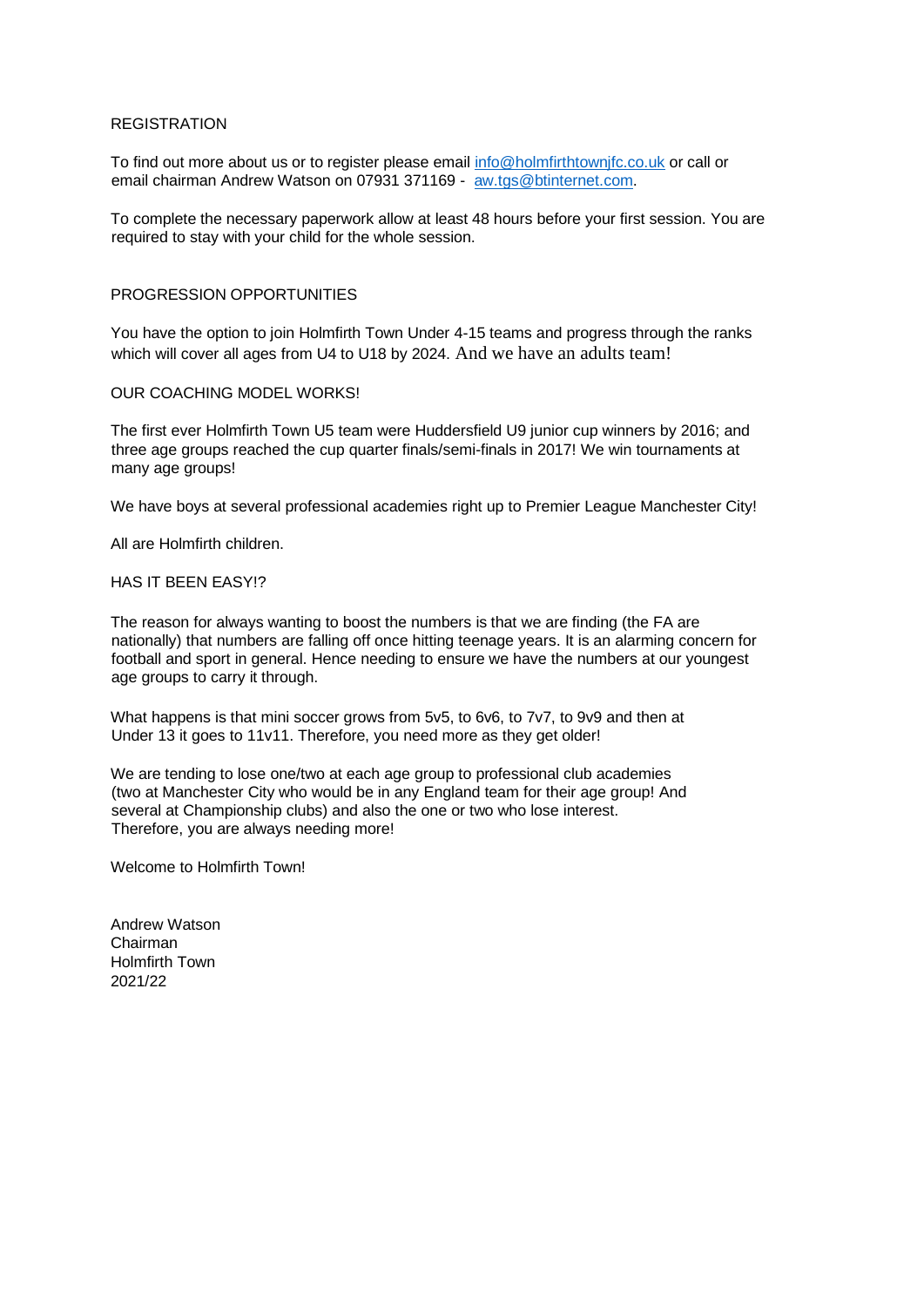## REGISTRATION

To find out more about us or to register please email info@holmfirthtownjfc.co.uk or call or email chairman Andrew Watson on 07931 371169 - aw.tgs@btinternet.com.

To complete the necessary paperwork allow at least 48 hours before your first session. You are required to stay with your child for the whole session.

## PROGRESSION OPPORTUNITIES

You have the option to join Holmfirth Town Under 4-15 teams and progress through the ranks which will cover all ages from U4 to U18 by 2024. And we have an adults team!

## OUR COACHING MODEL WORKS!

The first ever Holmfirth Town U5 team were Huddersfield U9 junior cup winners by 2016; and three age groups reached the cup quarter finals/semi-finals in 2017! We win tournaments at many age groups!

We have boys at several professional academies right up to Premier League Manchester City!

All are Holmfirth children.

## HAS IT BEEN EASY!?

The reason for always wanting to boost the numbers is that we are finding (the FA are nationally) that numbers are falling off once hitting teenage years. It is an alarming concern for football and sport in general. Hence needing to ensure we have the numbers at our youngest age groups to carry it through.

What happens is that mini soccer grows from 5v5, to 6v6, to 7v7, to 9v9 and then at Under 13 it goes to 11v11. Therefore, you need more as they get older!

We are tending to lose one/two at each age group to professional club academies (two at Manchester City who would be in any England team for their age group! And several at Championship clubs) and also the one or two who lose interest. Therefore, you are always needing more!

Welcome to Holmfirth Town!

Andrew Watson
Chairman
Holmfirth Town
2021/22